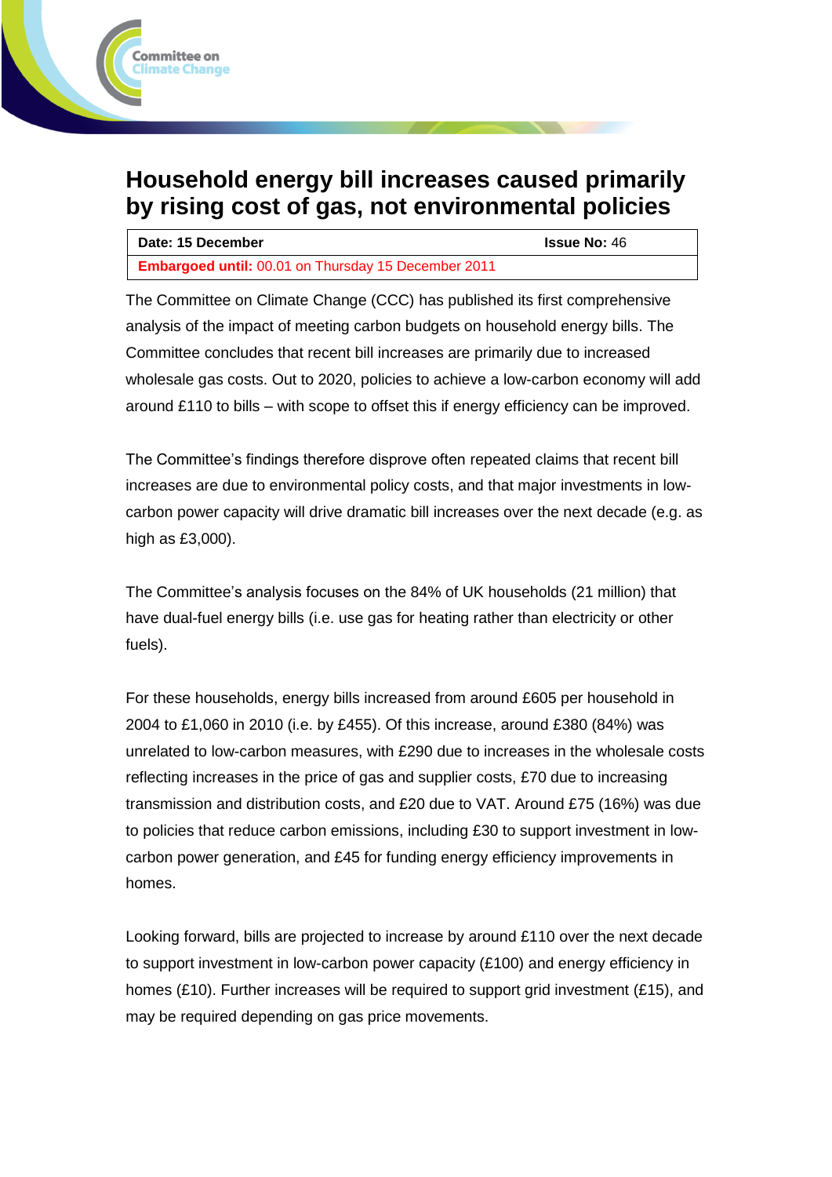# Household energy bill increases caused primarily by rising cost of gas, not environmental policies

| **Date: 15 December** | **Issue No:** 46 |
|---|---|
| **Embargoed until:** 00.01 on Thursday 15 December 2011 | |

The Committee on Climate Change (CCC) has published its first comprehensive analysis of the impact of meeting carbon budgets on household energy bills. The Committee concludes that recent bill increases are primarily due to increased wholesale gas costs. Out to 2020, policies to achieve a low-carbon economy will add around £110 to bills – with scope to offset this if energy efficiency can be improved.

The Committee's findings therefore disprove often repeated claims that recent bill increases are due to environmental policy costs, and that major investments in low-carbon power capacity will drive dramatic bill increases over the next decade (e.g. as high as £3,000).

The Committee's analysis focuses on the 84% of UK households (21 million) that have dual-fuel energy bills (i.e. use gas for heating rather than electricity or other fuels).

For these households, energy bills increased from around £605 per household in 2004 to £1,060 in 2010 (i.e. by £455). Of this increase, around £380 (84%) was unrelated to low-carbon measures, with £290 due to increases in the wholesale costs reflecting increases in the price of gas and supplier costs, £70 due to increasing transmission and distribution costs, and £20 due to VAT. Around £75 (16%) was due to policies that reduce carbon emissions, including £30 to support investment in low-carbon power generation, and £45 for funding energy efficiency improvements in homes.

Looking forward, bills are projected to increase by around £110 over the next decade to support investment in low-carbon power capacity (£100) and energy efficiency in homes (£10). Further increases will be required to support grid investment (£15), and may be required depending on gas price movements.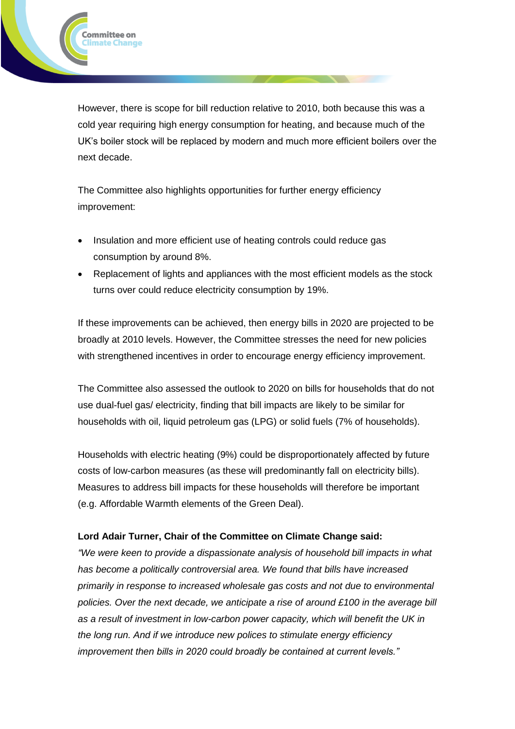However, there is scope for bill reduction relative to 2010, both because this was a cold year requiring high energy consumption for heating, and because much of the UK's boiler stock will be replaced by modern and much more efficient boilers over the next decade.

The Committee also highlights opportunities for further energy efficiency improvement:

- Insulation and more efficient use of heating controls could reduce gas consumption by around 8%.
- Replacement of lights and appliances with the most efficient models as the stock turns over could reduce electricity consumption by 19%.

If these improvements can be achieved, then energy bills in 2020 are projected to be broadly at 2010 levels. However, the Committee stresses the need for new policies with strengthened incentives in order to encourage energy efficiency improvement.

The Committee also assessed the outlook to 2020 on bills for households that do not use dual-fuel gas/ electricity, finding that bill impacts are likely to be similar for households with oil, liquid petroleum gas (LPG) or solid fuels (7% of households).

Households with electric heating (9%) could be disproportionately affected by future costs of low-carbon measures (as these will predominantly fall on electricity bills). Measures to address bill impacts for these households will therefore be important (e.g. Affordable Warmth elements of the Green Deal).

**Lord Adair Turner, Chair of the Committee on Climate Change said:**

*"We were keen to provide a dispassionate analysis of household bill impacts in what has become a politically controversial area. We found that bills have increased primarily in response to increased wholesale gas costs and not due to environmental policies. Over the next decade, we anticipate a rise of around £100 in the average bill as a result of investment in low-carbon power capacity, which will benefit the UK in the long run. And if we introduce new polices to stimulate energy efficiency improvement then bills in 2020 could broadly be contained at current levels."*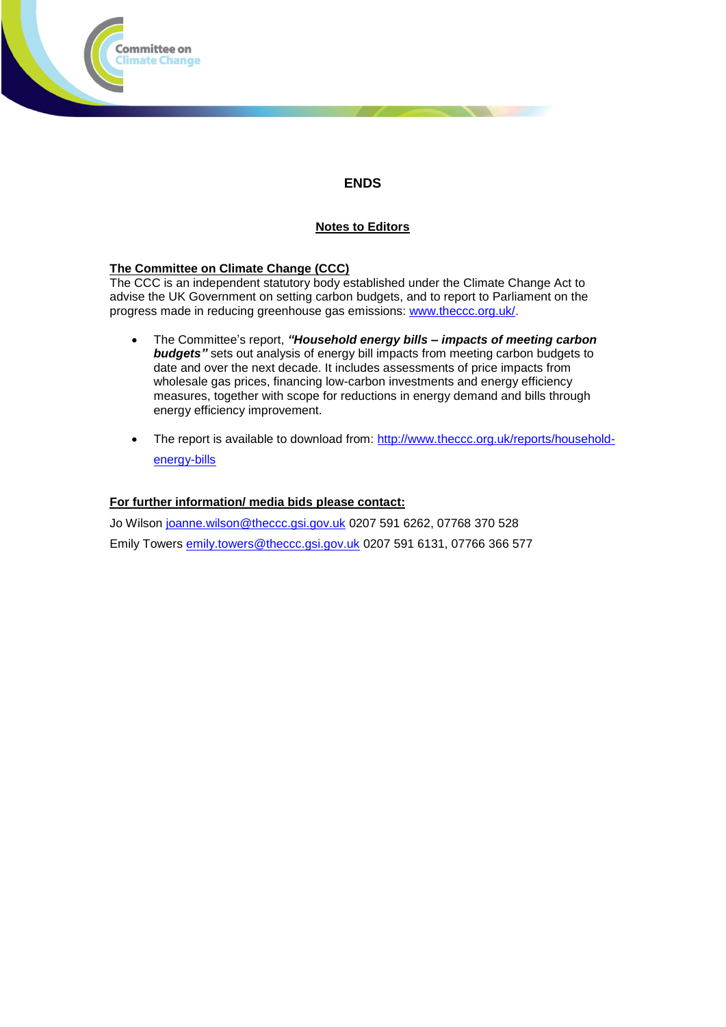**ENDS**

**Notes to Editors**

**The Committee on Climate Change (CCC)**
The CCC is an independent statutory body established under the Climate Change Act to advise the UK Government on setting carbon budgets, and to report to Parliament on the progress made in reducing greenhouse gas emissions: www.theccc.org.uk/.

- The Committee's report, ***"Household energy bills – impacts of meeting carbon budgets"*** sets out analysis of energy bill impacts from meeting carbon budgets to date and over the next decade. It includes assessments of price impacts from wholesale gas prices, financing low-carbon investments and energy efficiency measures, together with scope for reductions in energy demand and bills through energy efficiency improvement.

- The report is available to download from: http://www.theccc.org.uk/reports/household-energy-bills

**For further information/ media bids please contact:**

Jo Wilson joanne.wilson@theccc.gsi.gov.uk 0207 591 6262, 07768 370 528

Emily Towers emily.towers@theccc.gsi.gov.uk 0207 591 6131, 07766 366 577